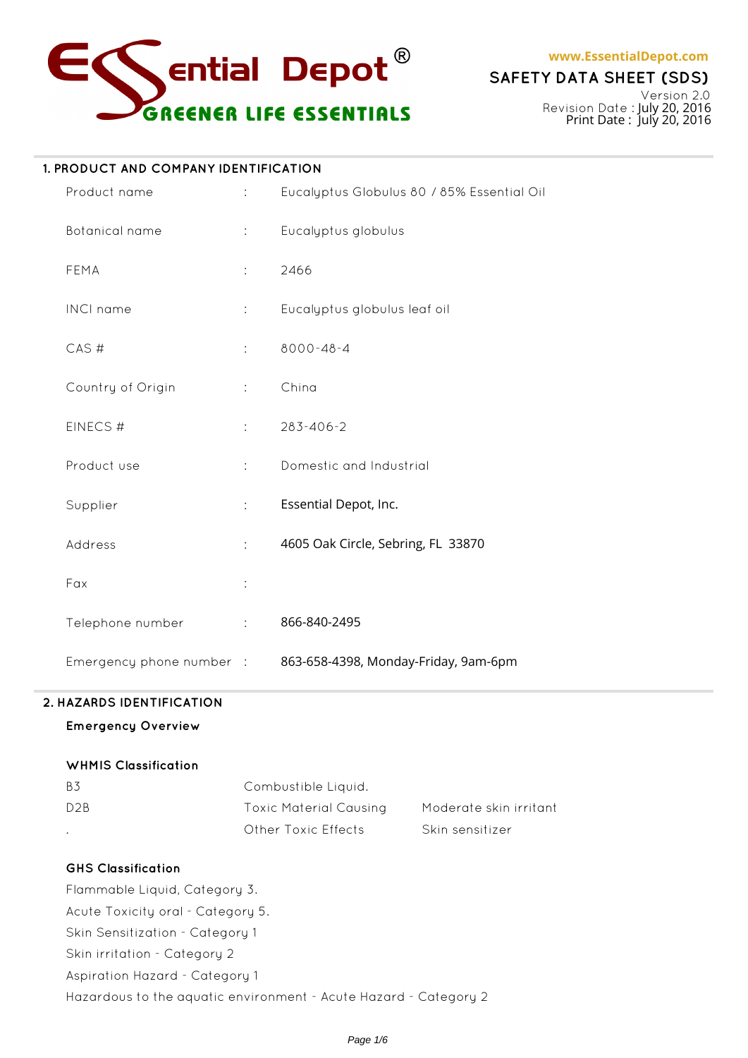Essential Depot®
GREENER LIFE ESSENTIALS

www.EssentialDepot.com

# SAFETY DATA SHEET (SDS)

Version 2.0
Revision Date : July 20, 2016
Print Date : July 20, 2016

## 1. PRODUCT AND COMPANY IDENTIFICATION

| | | |
|---|---|---|
| Product name | : | Eucalyptus Globulus 80 / 85% Essential Oil |
| Botanical name | : | Eucalyptus globulus |
| FEMA | : | 2466 |
| INCI name | : | Eucalyptus globulus leaf oil |
| CAS # | : | 8000-48-4 |
| Country of Origin | : | China |
| EINECS # | : | 283-406-2 |
| Product use | : | Domestic and Industrial |
| Supplier | : | Essential Depot, Inc. |
| Address | : | 4605 Oak Circle, Sebring, FL 33870 |
| Fax | : | |
| Telephone number | : | 866-840-2495 |
| Emergency phone number | : | 863-658-4398, Monday-Friday, 9am-6pm |

## 2. HAZARDS IDENTIFICATION

**Emergency Overview**

**WHMIS Classification**

| | | |
|---|---|---|
| B3 | Combustible Liquid. | |
| D2B | Toxic Material Causing | Moderate skin irritant |
| . | Other Toxic Effects | Skin sensitizer |

**GHS Classification**

Flammable Liquid, Category 3.
Acute Toxicity oral - Category 5.
Skin Sensitization - Category 1
Skin irritation - Category 2
Aspiration Hazard - Category 1
Hazardous to the aquatic environment - Acute Hazard - Category 2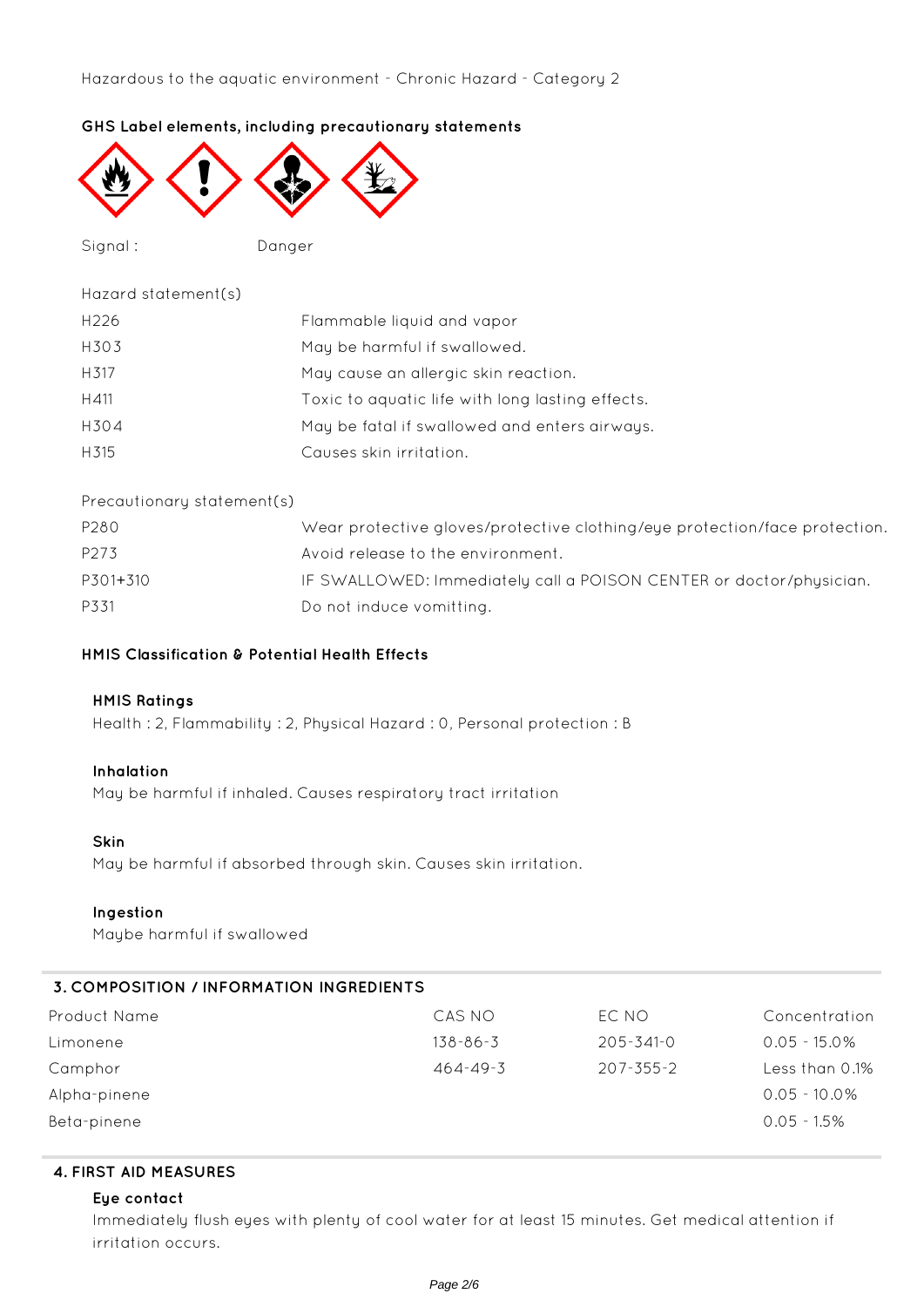Hazardous to the aquatic environment - Chronic Hazard - Category 2

**GHS Label elements, including precautionary statements**

Signal : Danger

Hazard statement(s)

| | |
|---|---|
| H226 | Flammable liquid and vapor |
| H303 | May be harmful if swallowed. |
| H317 | May cause an allergic skin reaction. |
| H411 | Toxic to aquatic life with long lasting effects. |
| H304 | May be fatal if swallowed and enters airways. |
| H315 | Causes skin irritation. |

Precautionary statement(s)

| | |
|---|---|
| P280 | Wear protective gloves/protective clothing/eye protection/face protection. |
| P273 | Avoid release to the environment. |
| P301+310 | IF SWALLOWED: Immediately call a POISON CENTER or doctor/physician. |
| P331 | Do not induce vomitting. |

**HMIS Classification & Potential Health Effects**

**HMIS Ratings**

Health : 2, Flammability : 2, Physical Hazard : 0, Personal protection : B

**Inhalation**

May be harmful if inhaled. Causes respiratory tract irritation

**Skin**

May be harmful if absorbed through skin. Causes skin irritation.

**Ingestion**

Maybe harmful if swallowed

## 3. COMPOSITION / INFORMATION INGREDIENTS

| Product Name | CAS NO | EC NO | Concentration |
|---|---|---|---|
| Limonene | 138-86-3 | 205-341-0 | 0.05 - 15.0% |
| Camphor | 464-49-3 | 207-355-2 | Less than 0.1% |
| Alpha-pinene | | | 0.05 - 10.0% |
| Beta-pinene | | | 0.05 - 1.5% |

## 4. FIRST AID MEASURES

**Eye contact**

Immediately flush eyes with plenty of cool water for at least 15 minutes. Get medical attention if irritation occurs.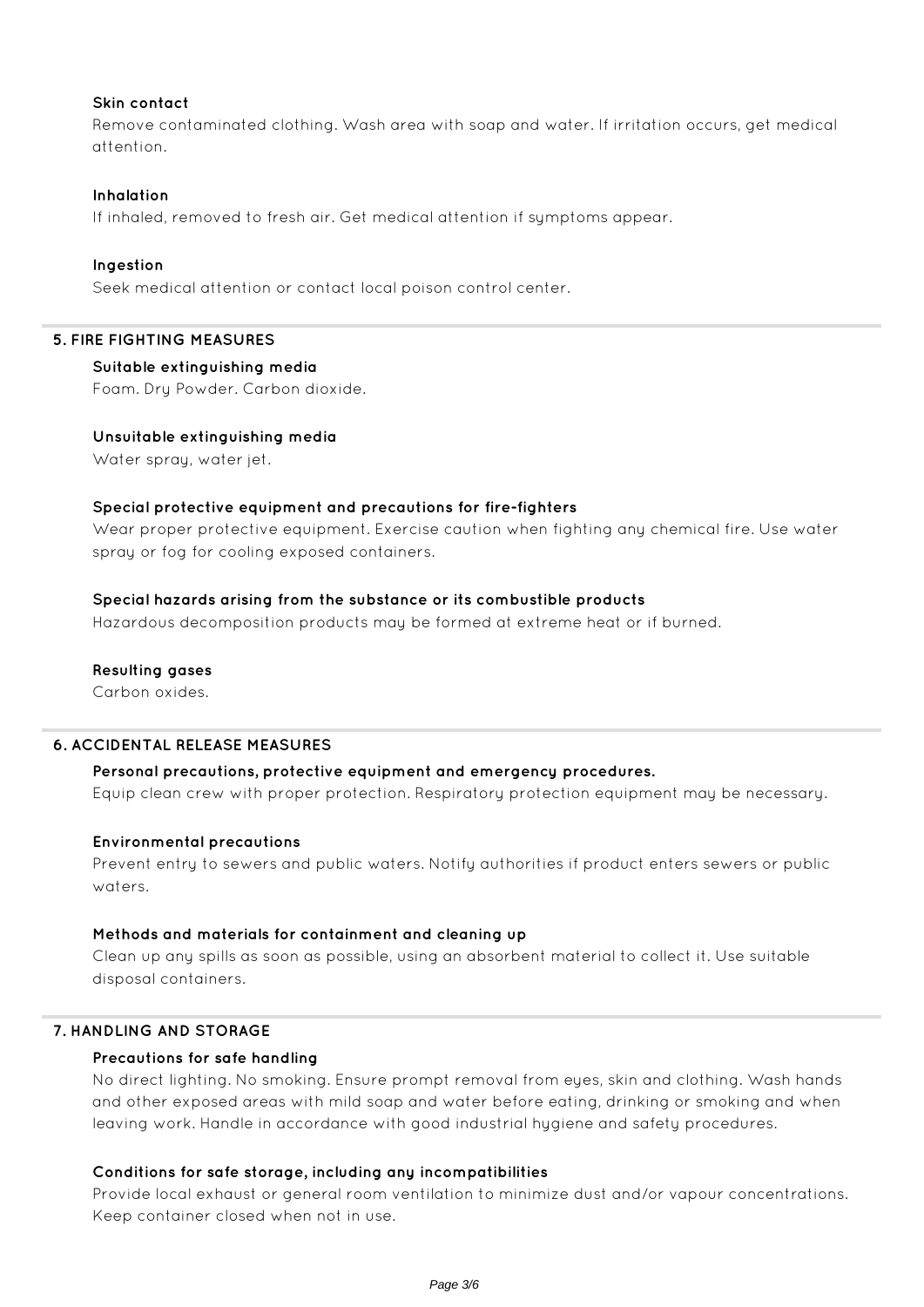### Skin contact

Remove contaminated clothing. Wash area with soap and water. If irritation occurs, get medical attention.

### Inhalation

If inhaled, removed to fresh air. Get medical attention if symptoms appear.

### Ingestion

Seek medical attention or contact local poison control center.

## 5. FIRE FIGHTING MEASURES

### Suitable extinguishing media

Foam. Dry Powder. Carbon dioxide.

### Unsuitable extinguishing media

Water spray, water jet.

### Special protective equipment and precautions for fire-fighters

Wear proper protective equipment. Exercise caution when fighting any chemical fire. Use water spray or fog for cooling exposed containers.

### Special hazards arising from the substance or its combustible products

Hazardous decomposition products may be formed at extreme heat or if burned.

### Resulting gases

Carbon oxides.

## 6. ACCIDENTAL RELEASE MEASURES

### Personal precautions, protective equipment and emergency procedures.

Equip clean crew with proper protection. Respiratory protection equipment may be necessary.

### Environmental precautions

Prevent entry to sewers and public waters. Notify authorities if product enters sewers or public waters.

### Methods and materials for containment and cleaning up

Clean up any spills as soon as possible, using an absorbent material to collect it. Use suitable disposal containers.

## 7. HANDLING AND STORAGE

### Precautions for safe handling

No direct lighting. No smoking. Ensure prompt removal from eyes, skin and clothing. Wash hands and other exposed areas with mild soap and water before eating, drinking or smoking and when leaving work. Handle in accordance with good industrial hygiene and safety procedures.

### Conditions for safe storage, including any incompatibilities

Provide local exhaust or general room ventilation to minimize dust and/or vapour concentrations. Keep container closed when not in use.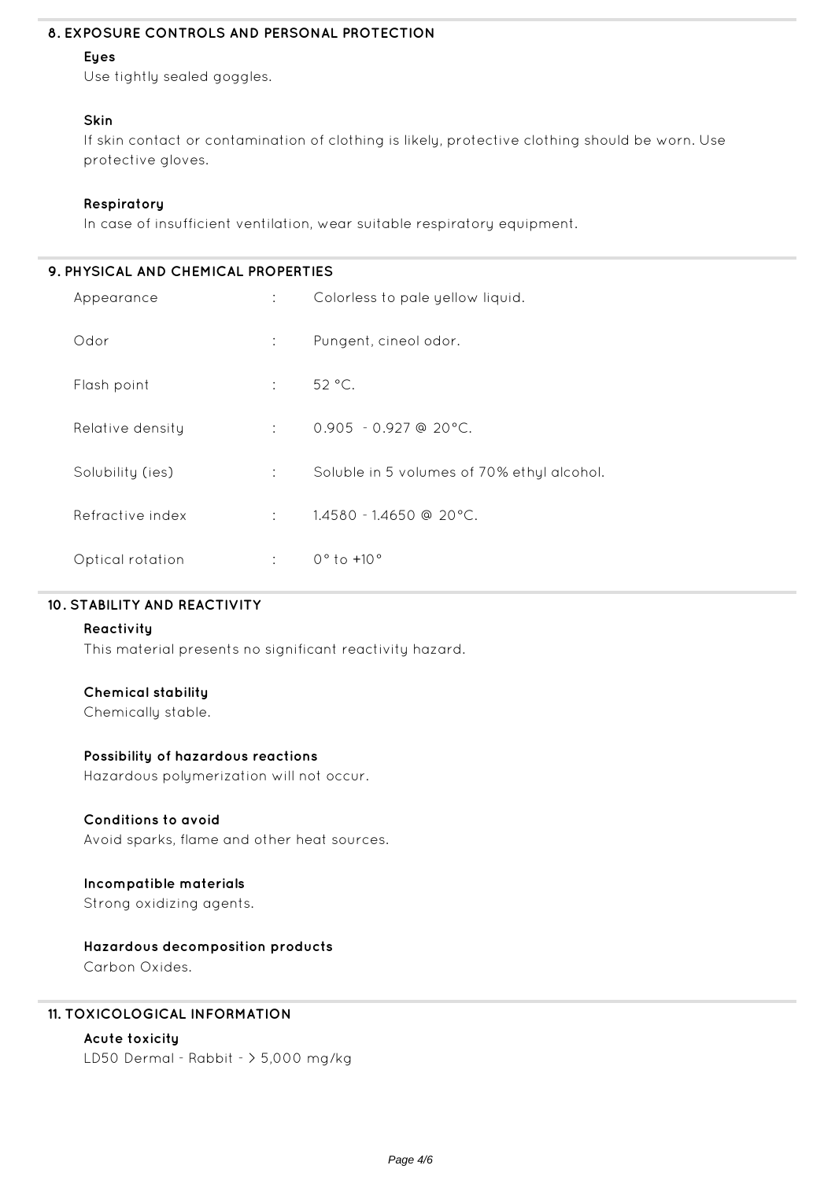## 8. EXPOSURE CONTROLS AND PERSONAL PROTECTION

### Eyes

Use tightly sealed goggles.

### Skin

If skin contact or contamination of clothing is likely, protective clothing should be worn. Use protective gloves.

### Respiratory

In case of insufficient ventilation, wear suitable respiratory equipment.

## 9. PHYSICAL AND CHEMICAL PROPERTIES

| | | |
|---|---|---|
| Appearance | : | Colorless to pale yellow liquid. |
| Odor | : | Pungent, cineol odor. |
| Flash point | : | 52 °C. |
| Relative density | : | 0.905 - 0.927 @ 20°C. |
| Solubility (ies) | : | Soluble in 5 volumes of 70% ethyl alcohol. |
| Refractive index | : | 1.4580 - 1.4650 @ 20°C. |
| Optical rotation | : | 0° to +10° |

## 10. STABILITY AND REACTIVITY

### Reactivity

This material presents no significant reactivity hazard.

### Chemical stability

Chemically stable.

### Possibility of hazardous reactions

Hazardous polymerization will not occur.

### Conditions to avoid

Avoid sparks, flame and other heat sources.

### Incompatible materials

Strong oxidizing agents.

### Hazardous decomposition products

Carbon Oxides.

## 11. TOXICOLOGICAL INFORMATION

### Acute toxicity

LD50 Dermal - Rabbit - > 5,000 mg/kg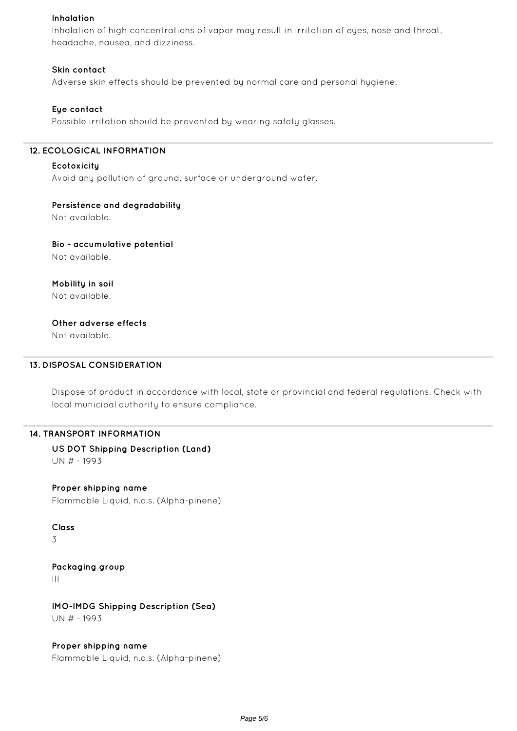### Inhalation

Inhalation of high concentrations of vapor may result in irritation of eyes, nose and throat, headache, nausea, and dizziness.

### Skin contact

Adverse skin effects should be prevented by normal care and personal hygiene.

### Eye contact

Possible irritation should be prevented by wearing safety glasses.

## 12. ECOLOGICAL INFORMATION

### Ecotoxicity

Avoid any pollution of ground, surface or underground water.

### Persistence and degradability

Not available.

### Bio - accumulative potential

Not available.

### Mobility in soil

Not available.

### Other adverse effects

Not available.

## 13. DISPOSAL CONSIDERATION

Dispose of product in accordance with local, state or provincial and federal regulations. Check with local municipal authority to ensure compliance.

## 14. TRANSPORT INFORMATION

### US DOT Shipping Description (Land)

UN # - 1993

### Proper shipping name

Flammable Liquid, n.o.s. (Alpha-pinene)

### Class

3

### Packaging group

III

### IMO-IMDG Shipping Description (Sea)

UN # - 1993

### Proper shipping name

Flammable Liquid, n.o.s. (Alpha-pinene)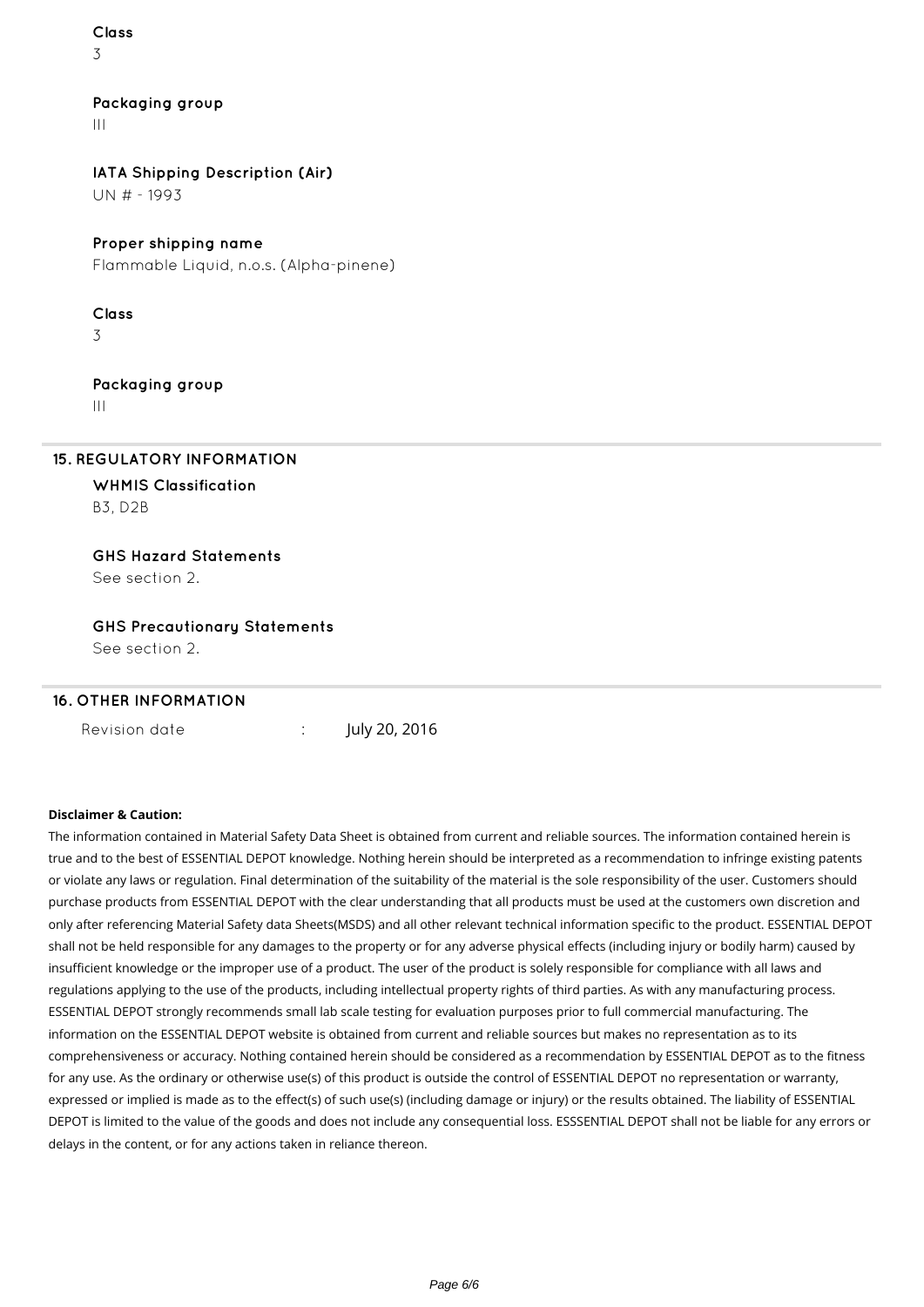**Class**

3

**Packaging group**

III

**IATA Shipping Description (Air)**

UN # - 1993

**Proper shipping name**

Flammable Liquid, n.o.s. (Alpha-pinene)

**Class**

3

**Packaging group**

III

## 15. REGULATORY INFORMATION

**WHMIS Classification**

B3, D2B

**GHS Hazard Statements**

See section 2.

**GHS Precautionary Statements**

See section 2.

## 16. OTHER INFORMATION

Revision date : July 20, 2016

**Disclaimer & Caution:**

The information contained in Material Safety Data Sheet is obtained from current and reliable sources. The information contained herein is true and to the best of ESSENTIAL DEPOT knowledge. Nothing herein should be interpreted as a recommendation to infringe existing patents or violate any laws or regulation. Final determination of the suitability of the material is the sole responsibility of the user. Customers should purchase products from ESSENTIAL DEPOT with the clear understanding that all products must be used at the customers own discretion and only after referencing Material Safety data Sheets(MSDS) and all other relevant technical information specific to the product. ESSENTIAL DEPOT shall not be held responsible for any damages to the property or for any adverse physical effects (including injury or bodily harm) caused by insufficient knowledge or the improper use of a product. The user of the product is solely responsible for compliance with all laws and regulations applying to the use of the products, including intellectual property rights of third parties. As with any manufacturing process. ESSENTIAL DEPOT strongly recommends small lab scale testing for evaluation purposes prior to full commercial manufacturing. The information on the ESSENTIAL DEPOT website is obtained from current and reliable sources but makes no representation as to its comprehensiveness or accuracy. Nothing contained herein should be considered as a recommendation by ESSENTIAL DEPOT as to the fitness for any use. As the ordinary or otherwise use(s) of this product is outside the control of ESSENTIAL DEPOT no representation or warranty, expressed or implied is made as to the effect(s) of such use(s) (including damage or injury) or the results obtained. The liability of ESSENTIAL DEPOT is limited to the value of the goods and does not include any consequential loss. ESSSENTIAL DEPOT shall not be liable for any errors or delays in the content, or for any actions taken in reliance thereon.